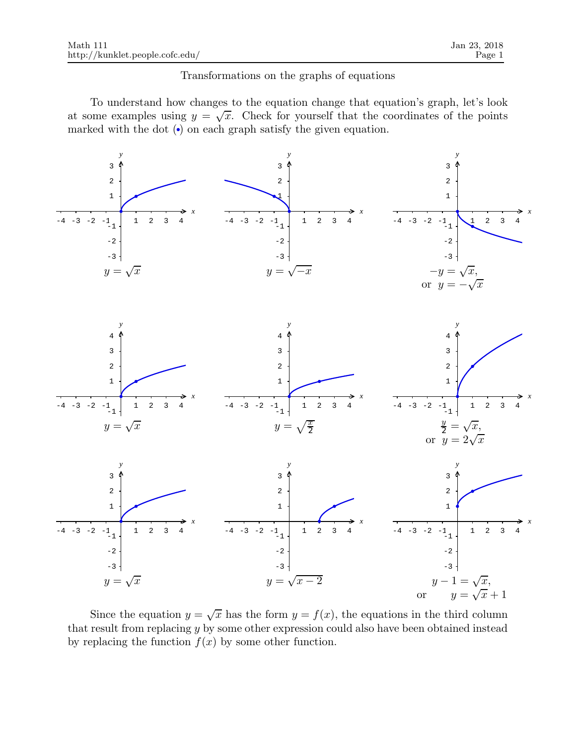# Transformations on the graphs of equations

To understand how changes to the equation change that equation's graph, let's look at some examples using $y = \sqrt{x}$. Check for yourself that the coordinates of the points marked with the dot (•) on each graph satisfy the given equation.

$y = \sqrt{x}$

$y = \sqrt{-x}$

$-y = \sqrt{x}$, or $y = -\sqrt{x}$

$y = \sqrt{x}$

$y = \sqrt{\frac{x}{2}}$

$\frac{y}{2} = \sqrt{x}$, or $y = 2\sqrt{x}$

$y = \sqrt{x}$

$y = \sqrt{x-2}$

$y - 1 = \sqrt{x}$, or $y = \sqrt{x} + 1$

Since the equation $y = \sqrt{x}$ has the form $y = f(x)$, the equations in the third column that result from replacing $y$ by some other expression could also have been obtained instead by replacing the function $f(x)$ by some other function.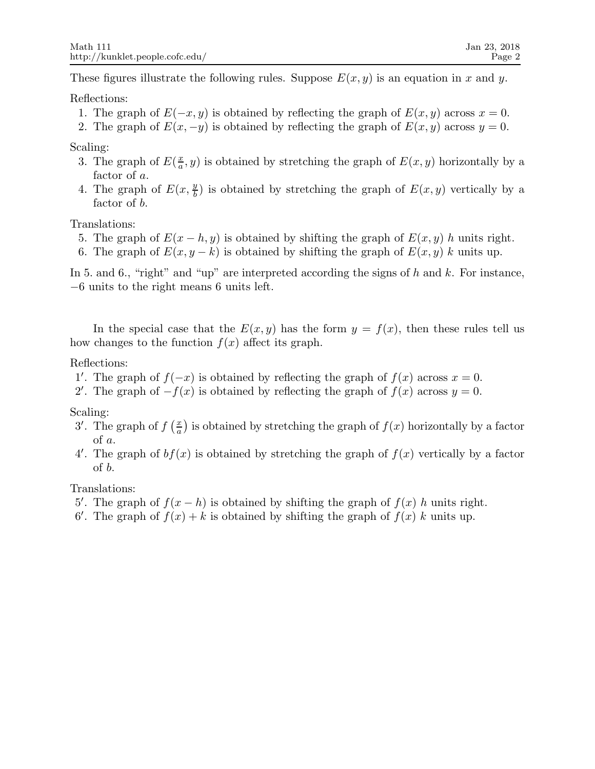These figures illustrate the following rules. Suppose $E(x, y)$ is an equation in $x$ and $y$.

Reflections:

1. The graph of $E(-x, y)$ is obtained by reflecting the graph of $E(x, y)$ across $x = 0$.
2. The graph of $E(x, -y)$ is obtained by reflecting the graph of $E(x, y)$ across $y = 0$.

Scaling:

3. The graph of $E(\frac{x}{a}, y)$ is obtained by stretching the graph of $E(x, y)$ horizontally by a factor of $a$.
4. The graph of $E(x, \frac{y}{b})$ is obtained by stretching the graph of $E(x, y)$ vertically by a factor of $b$.

Translations:

5. The graph of $E(x - h, y)$ is obtained by shifting the graph of $E(x, y)$ $h$ units right.
6. The graph of $E(x, y - k)$ is obtained by shifting the graph of $E(x, y)$ $k$ units up.

In 5. and 6., "right" and "up" are interpreted according the signs of $h$ and $k$. For instance, $-6$ units to the right means 6 units left.

In the special case that the $E(x, y)$ has the form $y = f(x)$, then these rules tell us how changes to the function $f(x)$ affect its graph.

Reflections:

1′. The graph of $f(-x)$ is obtained by reflecting the graph of $f(x)$ across $x = 0$.

2′. The graph of $-f(x)$ is obtained by reflecting the graph of $f(x)$ across $y = 0$.

Scaling:

3′. The graph of $f\left(\frac{x}{a}\right)$ is obtained by stretching the graph of $f(x)$ horizontally by a factor of $a$.

4′. The graph of $bf(x)$ is obtained by stretching the graph of $f(x)$ vertically by a factor of $b$.

Translations:

5′. The graph of $f(x - h)$ is obtained by shifting the graph of $f(x)$ $h$ units right.

6′. The graph of $f(x) + k$ is obtained by shifting the graph of $f(x)$ $k$ units up.